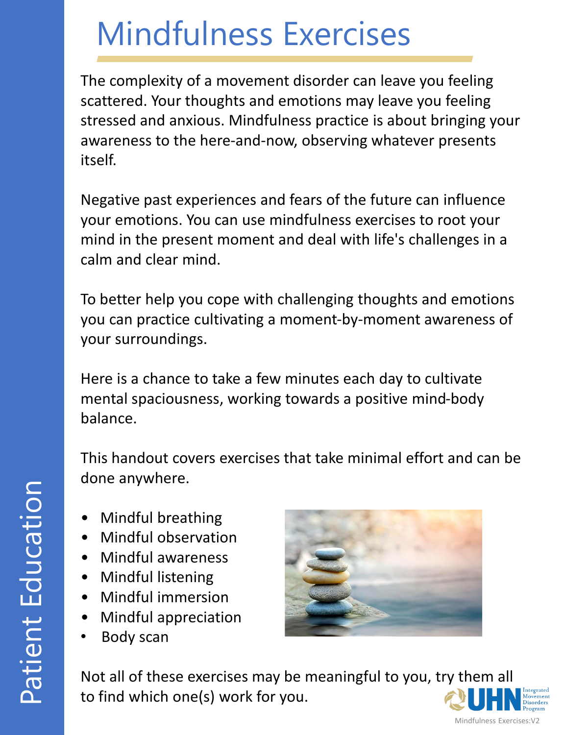# Mindfulness Exercises

The complexity of a movement disorder can leave you feeling scattered. Your thoughts and emotions may leave you feeling stressed and anxious. Mindfulness practice is about bringing your awareness to the here-and-now, observing whatever presents itself.

Negative past experiences and fears of the future can influence your emotions. You can use mindfulness exercises to root your mind in the present moment and deal with life's challenges in a calm and clear mind.

To better help you cope with challenging thoughts and emotions you can practice cultivating a moment-by-moment awareness of your surroundings.

Here is a chance to take a few minutes each day to cultivate mental spaciousness, working towards a positive mind-body balance.

This handout covers exercises that take minimal effort and can be done anywhere.

- Mindful breathing
- Mindful observation
- Mindful awareness
- Mindful listening
- Mindful immersion
- Mindful appreciation
- Body scan

Not all of these exercises may be meaningful to you, try them all to find which one(s) work for you.

Patient Education

UHN Integrated Movement Disorders Program

Mindfulness Exercises:V2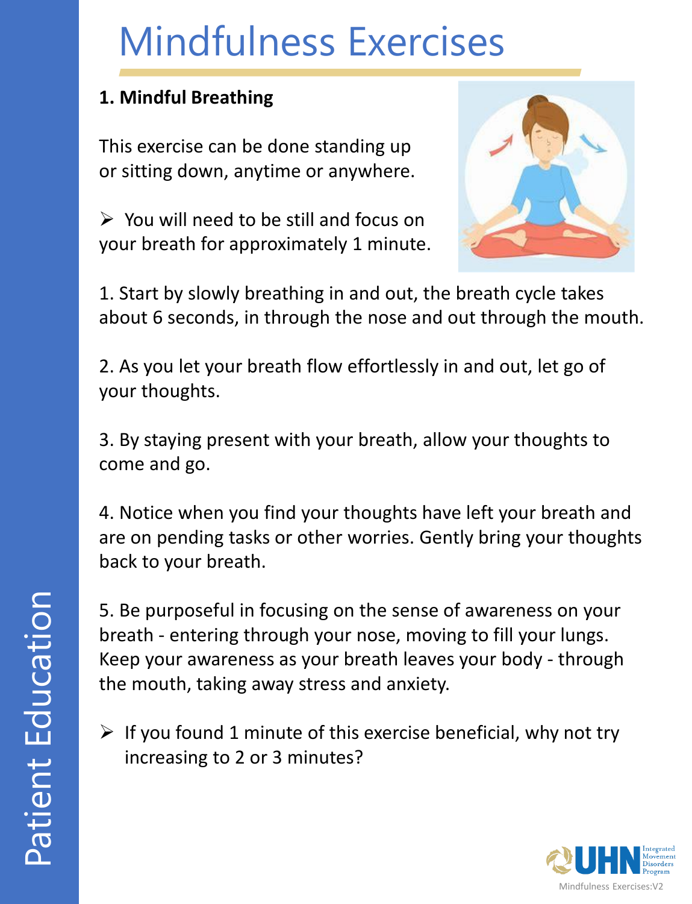# Mindfulness Exercises

**1. Mindful Breathing**

This exercise can be done standing up or sitting down, anytime or anywhere.

➢ You will need to be still and focus on your breath for approximately 1 minute.

1. Start by slowly breathing in and out, the breath cycle takes about 6 seconds, in through the nose and out through the mouth.

2. As you let your breath flow effortlessly in and out, let go of your thoughts.

3. By staying present with your breath, allow your thoughts to come and go.

4. Notice when you find your thoughts have left your breath and are on pending tasks or other worries. Gently bring your thoughts back to your breath.

5. Be purposeful in focusing on the sense of awareness on your breath - entering through your nose, moving to fill your lungs. Keep your awareness as your breath leaves your body - through the mouth, taking away stress and anxiety.

➢ If you found 1 minute of this exercise beneficial, why not try increasing to 2 or 3 minutes?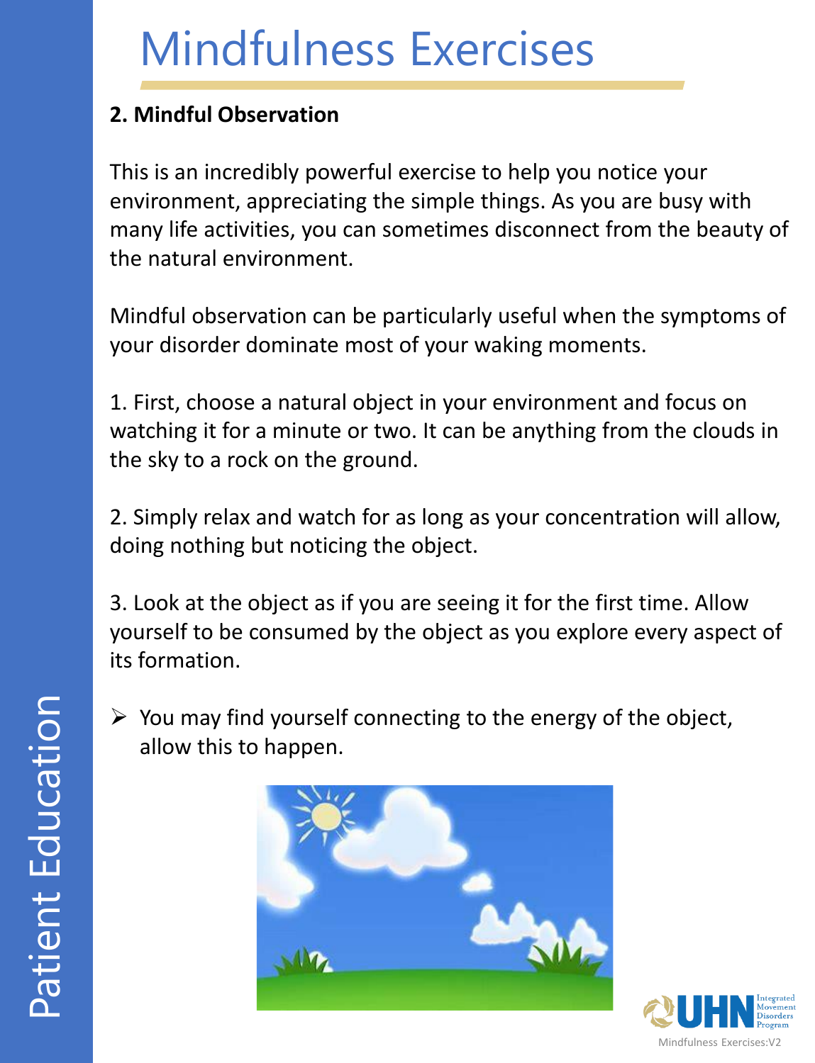# Mindfulness Exercises

**2. Mindful Observation**

This is an incredibly powerful exercise to help you notice your environment, appreciating the simple things. As you are busy with many life activities, you can sometimes disconnect from the beauty of the natural environment.

Mindful observation can be particularly useful when the symptoms of your disorder dominate most of your waking moments.

1. First, choose a natural object in your environment and focus on watching it for a minute or two. It can be anything from the clouds in the sky to a rock on the ground.

2. Simply relax and watch for as long as your concentration will allow, doing nothing but noticing the object.

3. Look at the object as if you are seeing it for the first time. Allow yourself to be consumed by the object as you explore every aspect of its formation.

- You may find yourself connecting to the energy of the object, allow this to happen.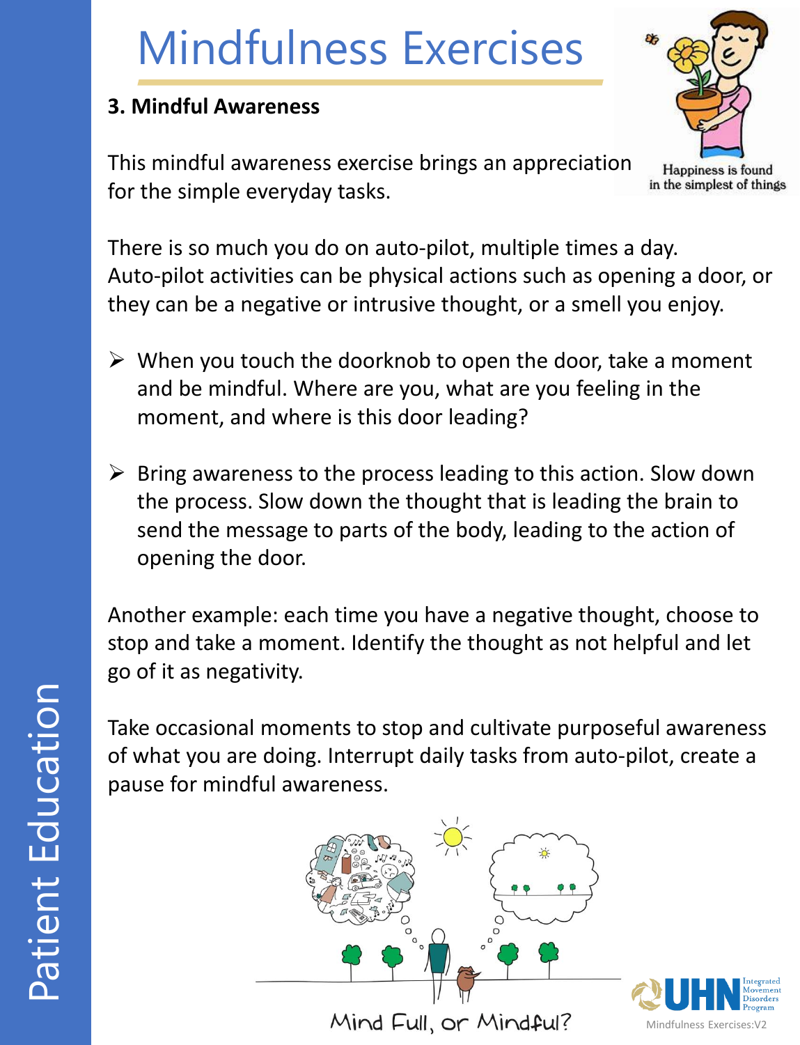# Mindfulness Exercises

### 3. Mindful Awareness

This mindful awareness exercise brings an appreciation for the simple everyday tasks.

Happiness is found in the simplest of things

There is so much you do on auto-pilot, multiple times a day. Auto-pilot activities can be physical actions such as opening a door, or they can be a negative or intrusive thought, or a smell you enjoy.

- When you touch the doorknob to open the door, take a moment and be mindful. Where are you, what are you feeling in the moment, and where is this door leading?

- Bring awareness to the process leading to this action. Slow down the process. Slow down the thought that is leading the brain to send the message to parts of the body, leading to the action of opening the door.

Another example: each time you have a negative thought, choose to stop and take a moment. Identify the thought as not helpful and let go of it as negativity.

Take occasional moments to stop and cultivate purposeful awareness of what you are doing. Interrupt daily tasks from auto-pilot, create a pause for mindful awareness.

Mind Full, or Mindful?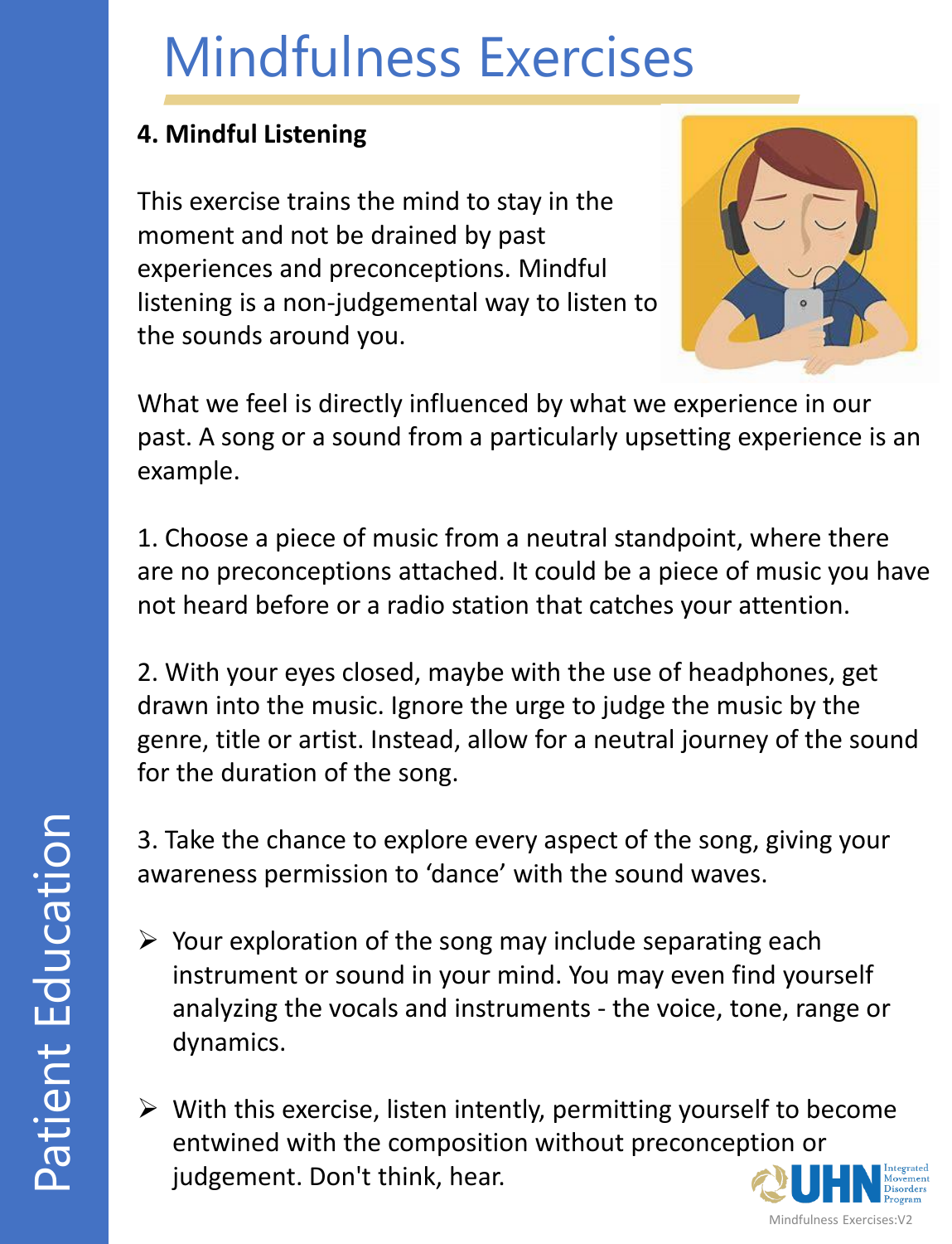# Mindfulness Exercises

**4. Mindful Listening**

This exercise trains the mind to stay in the moment and not be drained by past experiences and preconceptions. Mindful listening is a non-judgemental way to listen to the sounds around you.

What we feel is directly influenced by what we experience in our past. A song or a sound from a particularly upsetting experience is an example.

1. Choose a piece of music from a neutral standpoint, where there are no preconceptions attached. It could be a piece of music you have not heard before or a radio station that catches your attention.

2. With your eyes closed, maybe with the use of headphones, get drawn into the music. Ignore the urge to judge the music by the genre, title or artist. Instead, allow for a neutral journey of the sound for the duration of the song.

3. Take the chance to explore every aspect of the song, giving your awareness permission to 'dance' with the sound waves.

- Your exploration of the song may include separating each instrument or sound in your mind. You may even find yourself analyzing the vocals and instruments - the voice, tone, range or dynamics.
- With this exercise, listen intently, permitting yourself to become entwined with the composition without preconception or judgement. Don't think, hear.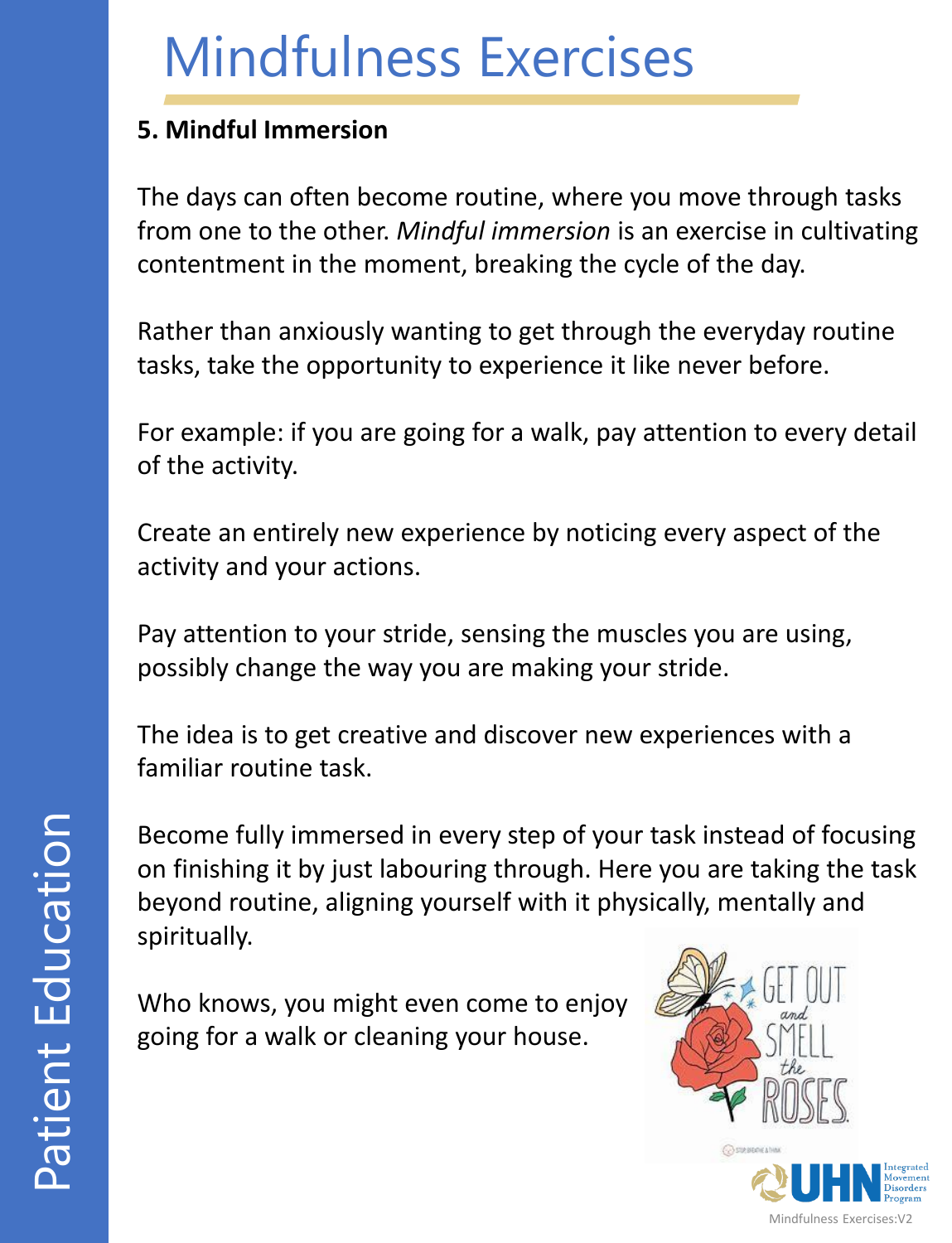# Mindfulness Exercises

**5. Mindful Immersion**

The days can often become routine, where you move through tasks from one to the other. *Mindful immersion* is an exercise in cultivating contentment in the moment, breaking the cycle of the day.

Rather than anxiously wanting to get through the everyday routine tasks, take the opportunity to experience it like never before.

For example: if you are going for a walk, pay attention to every detail of the activity.

Create an entirely new experience by noticing every aspect of the activity and your actions.

Pay attention to your stride, sensing the muscles you are using, possibly change the way you are making your stride.

The idea is to get creative and discover new experiences with a familiar routine task.

Become fully immersed in every step of your task instead of focusing on finishing it by just labouring through. Here you are taking the task beyond routine, aligning yourself with it physically, mentally and spiritually.

Who knows, you might even come to enjoy going for a walk or cleaning your house.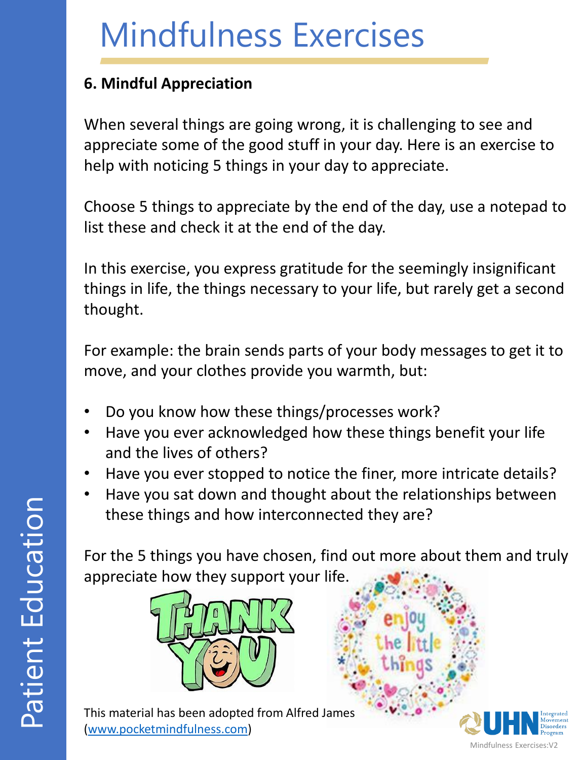# Mindfulness Exercises

**6. Mindful Appreciation**

When several things are going wrong, it is challenging to see and appreciate some of the good stuff in your day. Here is an exercise to help with noticing 5 things in your day to appreciate.

Choose 5 things to appreciate by the end of the day, use a notepad to list these and check it at the end of the day.

In this exercise, you express gratitude for the seemingly insignificant things in life, the things necessary to your life, but rarely get a second thought.

For example: the brain sends parts of your body messages to get it to move, and your clothes provide you warmth, but:

- Do you know how these things/processes work?
- Have you ever acknowledged how these things benefit your life and the lives of others?
- Have you ever stopped to notice the finer, more intricate details?
- Have you sat down and thought about the relationships between these things and how interconnected they are?

For the 5 things you have chosen, find out more about them and truly appreciate how they support your life.

This material has been adopted from Alfred James ([www.pocketmindfulness.com](www.pocketmindfulness.com))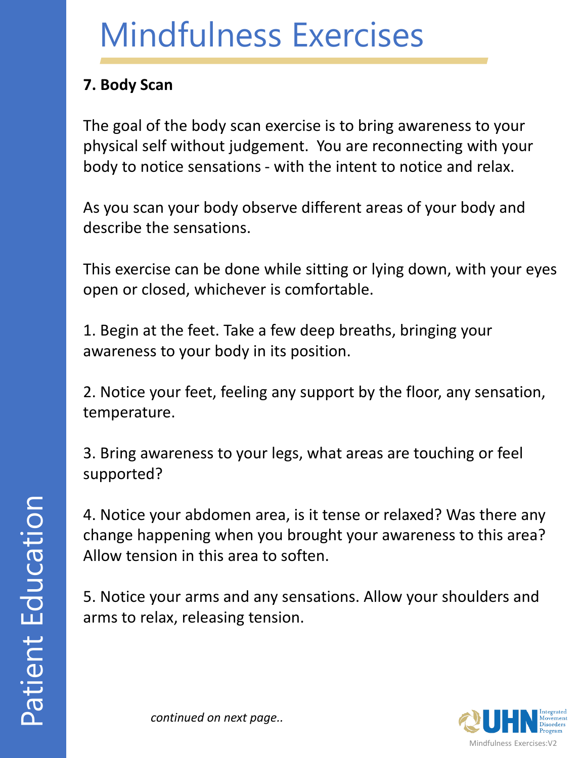# Mindfulness Exercises

**7. Body Scan**

The goal of the body scan exercise is to bring awareness to your physical self without judgement. You are reconnecting with your body to notice sensations - with the intent to notice and relax.

As you scan your body observe different areas of your body and describe the sensations.

This exercise can be done while sitting or lying down, with your eyes open or closed, whichever is comfortable.

1. Begin at the feet. Take a few deep breaths, bringing your awareness to your body in its position.

2. Notice your feet, feeling any support by the floor, any sensation, temperature.

3. Bring awareness to your legs, what areas are touching or feel supported?

4. Notice your abdomen area, is it tense or relaxed? Was there any change happening when you brought your awareness to this area? Allow tension in this area to soften.

5. Notice your arms and any sensations. Allow your shoulders and arms to relax, releasing tension.

*continued on next page..*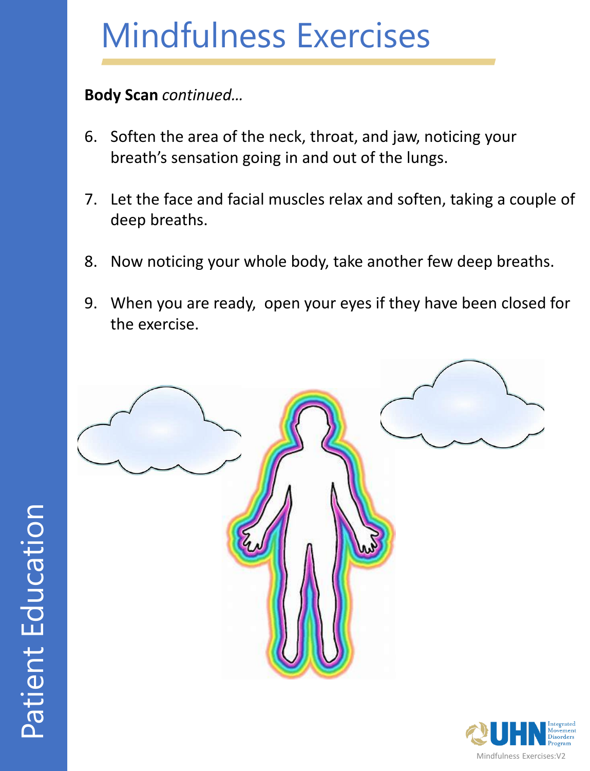# Mindfulness Exercises

**Body Scan** *continued…*

6. Soften the area of the neck, throat, and jaw, noticing your breath's sensation going in and out of the lungs.

7. Let the face and facial muscles relax and soften, taking a couple of deep breaths.

8. Now noticing your whole body, take another few deep breaths.

9. When you are ready, open your eyes if they have been closed for the exercise.